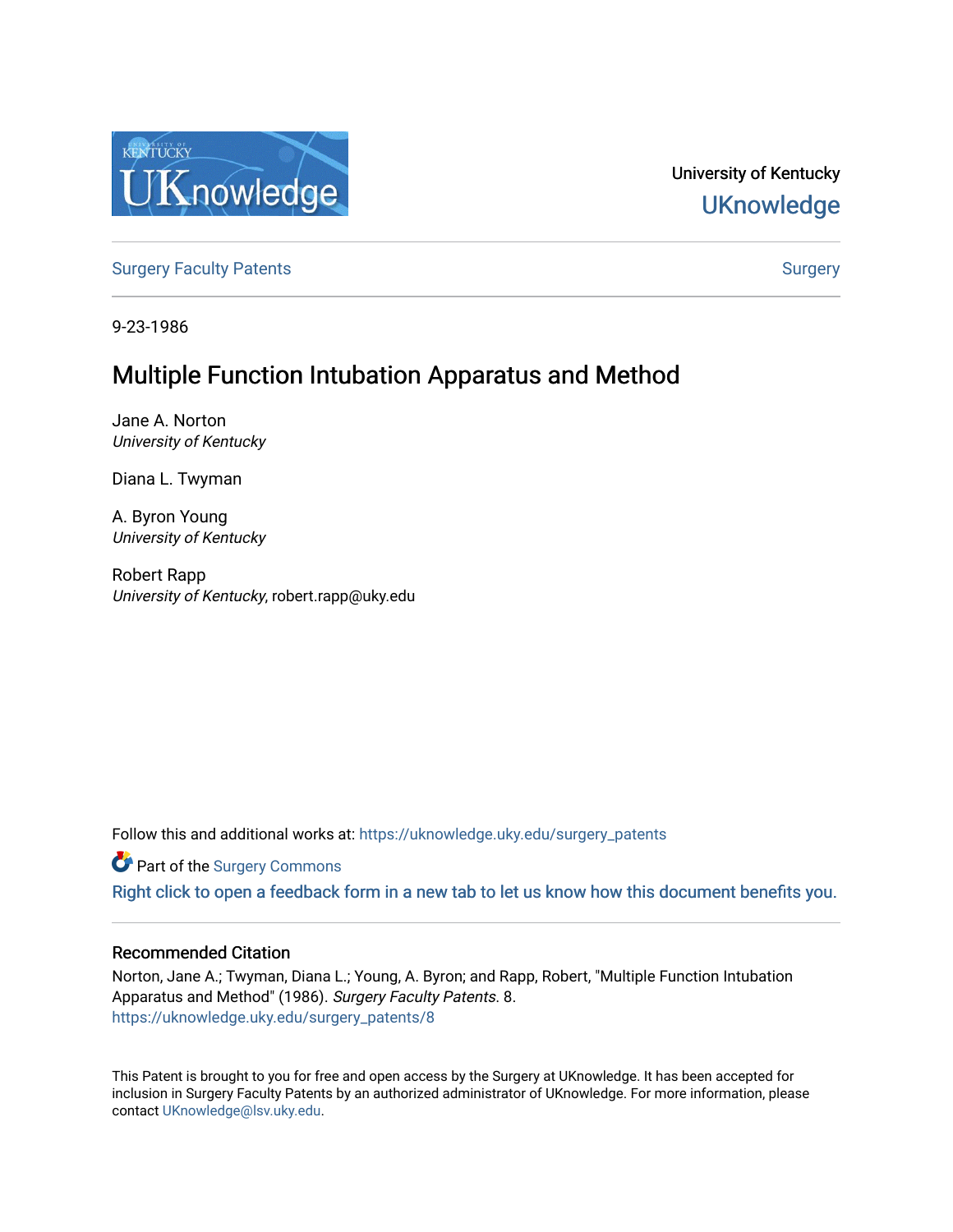University of Kentucky

UKnowledge

Surgery Faculty Patents | Surgery

9-23-1986

# Multiple Function Intubation Apparatus and Method

Jane A. Norton
*University of Kentucky*

Diana L. Twyman

A. Byron Young
*University of Kentucky*

Robert Rapp
*University of Kentucky*, robert.rapp@uky.edu

Follow this and additional works at: https://uknowledge.uky.edu/surgery_patents

Part of the Surgery Commons

Right click to open a feedback form in a new tab to let us know how this document benefits you.

## Recommended Citation

Norton, Jane A.; Twyman, Diana L.; Young, A. Byron; and Rapp, Robert, "Multiple Function Intubation Apparatus and Method" (1986). *Surgery Faculty Patents*. 8.
https://uknowledge.uky.edu/surgery_patents/8

This Patent is brought to you for free and open access by the Surgery at UKnowledge. It has been accepted for inclusion in Surgery Faculty Patents by an authorized administrator of UKnowledge. For more information, please contact UKnowledge@lsv.uky.edu.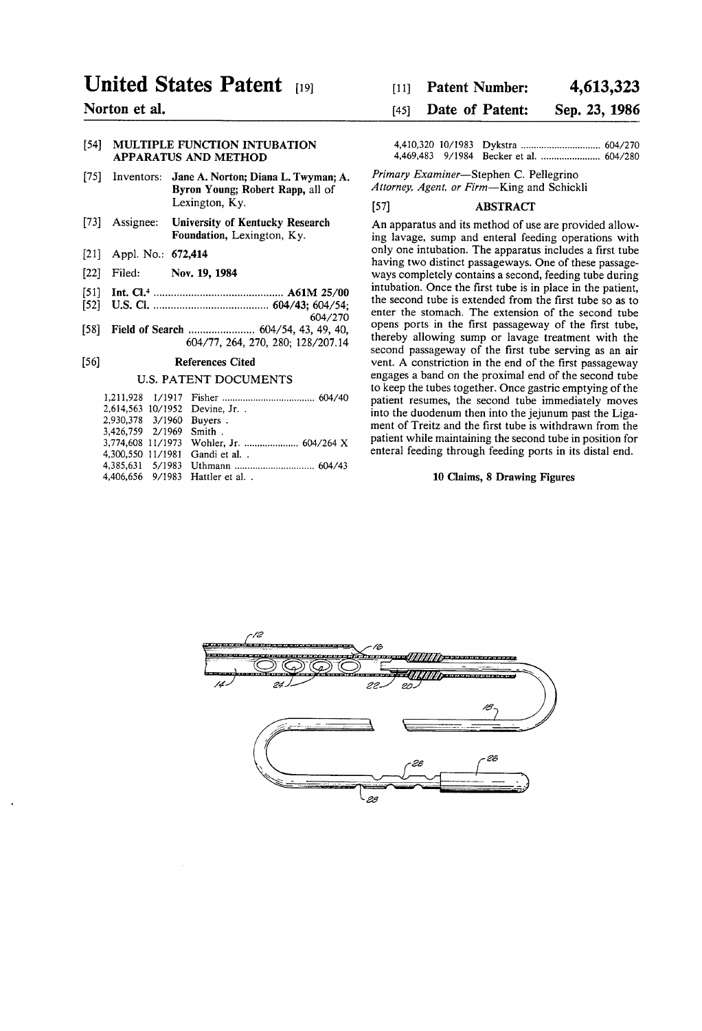# United States Patent [19]

**Norton et al.**

[11] **Patent Number: 4,613,323**

[45] **Date of Patent: Sep. 23, 1986**

[54] **MULTIPLE FUNCTION INTUBATION APPARATUS AND METHOD**

[75] Inventors: **Jane A. Norton; Diana L. Twyman; A. Byron Young; Robert Rapp,** all of Lexington, Ky.

[73] Assignee: **University of Kentucky Research Foundation,** Lexington, Ky.

[21] Appl. No.: **672,414**

[22] Filed: **Nov. 19, 1984**

[51] **Int. Cl.**[4] .............................. **A61M 25/00**

[52] **U.S. Cl.** .............................. **604/43; 604/54; 604/270**

[58] **Field of Search** .............. 604/54, 43, 49, 40, 604/77, 264, 270, 280; 128/207.14

[56] **References Cited**

U.S. PATENT DOCUMENTS

| | | | |
|---|---|---|---|
| 1,211,928 | 1/1917 | Fisher | 604/40 |
| 2,614,563 | 10/1952 | Devine, Jr. . | |
| 2,930,378 | 3/1960 | Buyers . | |
| 3,426,759 | 2/1969 | Smith . | |
| 3,774,608 | 11/1973 | Wohler, Jr. | 604/264 X |
| 4,300,550 | 11/1981 | Gandi et al. . | |
| 4,385,631 | 5/1983 | Uthmann | 604/43 |
| 4,406,656 | 9/1983 | Hattler et al. . | |
| 4,410,320 | 10/1983 | Dykstra | 604/270 |
| 4,469,483 | 9/1984 | Becker et al. | 604/280 |

*Primary Examiner*—Stephen C. Pellegrino

*Attorney, Agent, or Firm*—King and Schickli

[57] **ABSTRACT**

An apparatus and its method of use are provided allowing lavage, sump and enteral feeding operations with only one intubation. The apparatus includes a first tube having two distinct passageways. One of these passageways completely contains a second, feeding tube during intubation. Once the first tube is in place in the patient, the second tube is extended from the first tube so as to enter the stomach. The extension of the second tube opens ports in the first passageway of the first tube, thereby allowing sump or lavage treatment with the second passageway of the first tube serving as an air vent. A constriction in the end of the first passageway engages a band on the proximal end of the second tube to keep the tubes together. Once gastric emptying of the patient resumes, the second tube immediately moves into the duodenum then into the jejunum past the Ligament of Treitz and the first tube is withdrawn from the patient while maintaining the second tube in position for enteral feeding through feeding ports in its distal end.

**10 Claims, 8 Drawing Figures**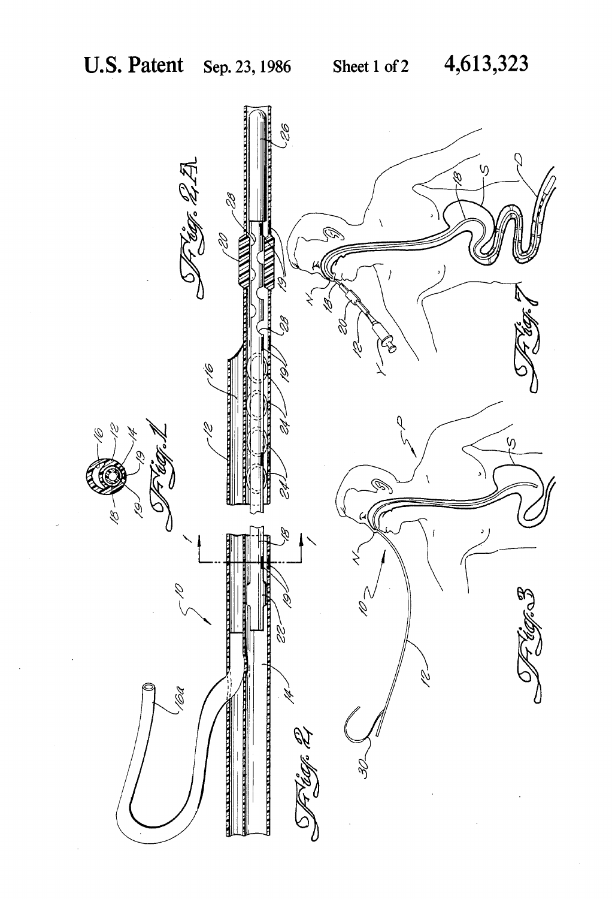**U.S. Patent** Sep. 23, 1986 Sheet 1 of 2 **4,613,323**

Fig. 1

Fig. 2

Fig. 2A

Fig. 3

Fig. 7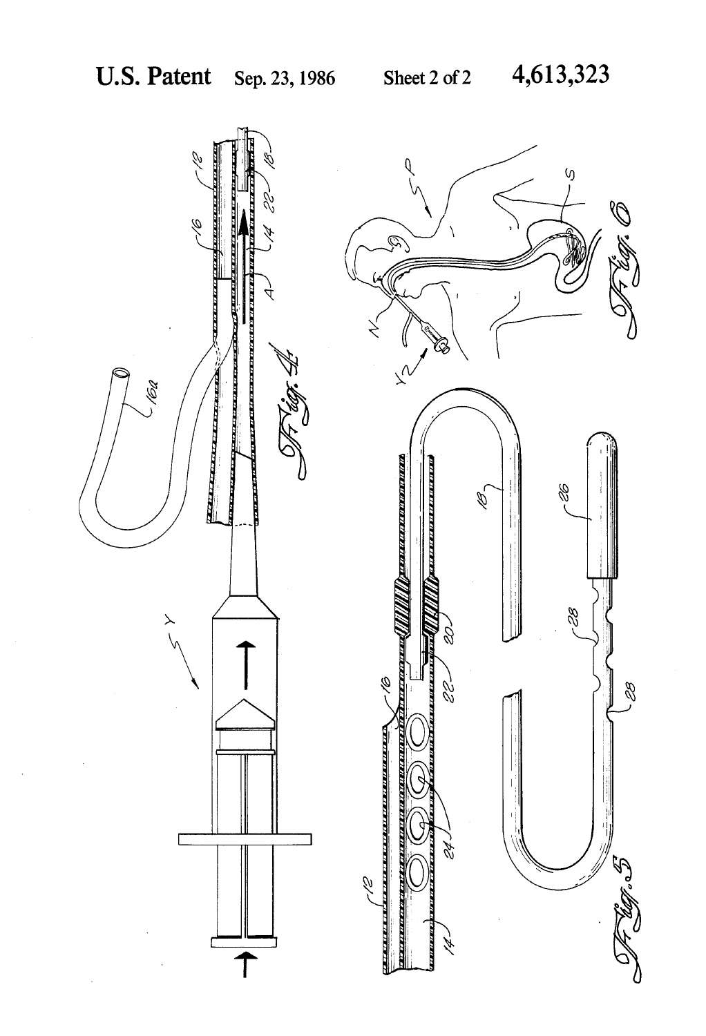**U.S. Patent** Sep. 23, 1986 Sheet 2 of 2 **4,613,323**

Fig. 4

Fig. 5

Fig. 6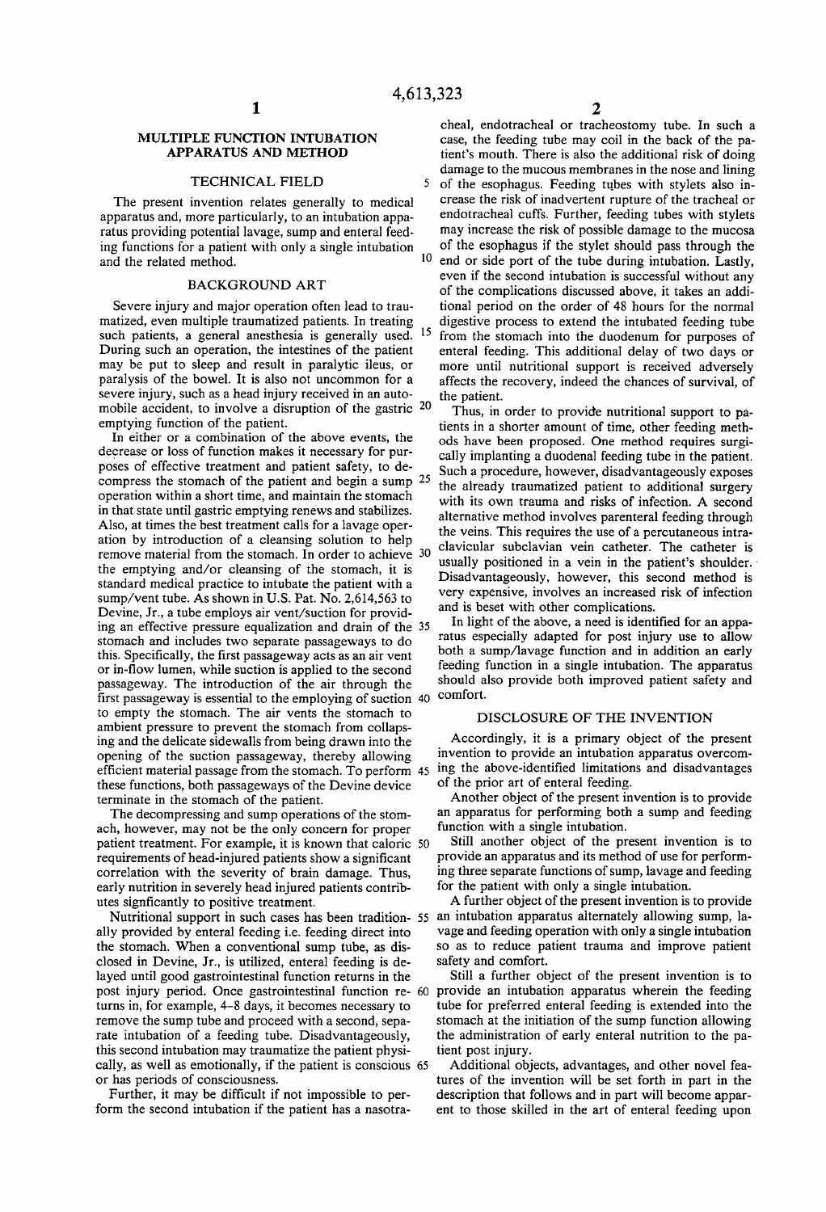## MULTIPLE FUNCTION INTUBATION APPARATUS AND METHOD

### TECHNICAL FIELD

The present invention relates generally to medical apparatus and, more particularly, to an intubation apparatus providing potential lavage, sump and enteral feeding functions for a patient with only a single intubation and the related method.

### BACKGROUND ART

Severe injury and major operation often lead to traumatized, even multiple traumatized patients. In treating such patients, a general anesthesia is generally used. During such an operation, the intestines of the patient may be put to sleep and result in paralytic ileus, or paralysis of the bowel. It is also not uncommon for a severe injury, such as a head injury received in an automobile accident, to involve a disruption of the gastric emptying function of the patient.

In either or a combination of the above events, the decrease or loss of function makes it necessary for purposes of effective treatment and patient safety, to decompress the stomach of the patient and begin a sump operation within a short time, and maintain the stomach in that state until gastric emptying renews and stabilizes. Also, at times the best treatment calls for a lavage operation by introduction of a cleansing solution to help remove material from the stomach. In order to achieve the emptying and/or cleansing of the stomach, it is standard medical practice to intubate the patient with a sump/vent tube. As shown in U.S. Pat. No. 2,614,563 to Devine, Jr., a tube employs air vent/suction for providing an effective pressure equalization and drain of the stomach and includes two separate passageways to do this. Specifically, the first passageway acts as an air vent or in-flow lumen, while suction is applied to the second passageway. The introduction of the air through the first passageway is essential to the employing of suction to empty the stomach. The air vents the stomach to ambient pressure to prevent the stomach from collapsing and the delicate sidewalls from being drawn into the opening of the suction passageway, thereby allowing efficient material passage from the stomach. To perform these functions, both passageways of the Devine device terminate in the stomach of the patient.

The decompressing and sump operations of the stomach, however, may not be the only concern for proper patient treatment. For example, it is known that caloric requirements of head-injured patients show a significant correlation with the severity of brain damage. Thus, early nutrition in severely head injured patients contributes signficantly to positive treatment.

Nutritional support in such cases has been traditionally provided by enteral feeding i.e. feeding direct into the stomach. When a conventional sump tube, as disclosed in Devine, Jr., is utilized, enteral feeding is delayed until good gastrointestinal function returns in the post injury period. Once gastrointestinal function returns in, for example, 4–8 days, it becomes necessary to remove the sump tube and proceed with a second, separate intubation of a feeding tube. Disadvantageously, this second intubation may traumatize the patient physically, as well as emotionally, if the patient is conscious or has periods of consciousness.

Further, it may be difficult if not impossible to perform the second intubation if the patient has a nasotracheal, endotracheal or tracheostomy tube. In such a case, the feeding tube may coil in the back of the patient's mouth. There is also the additional risk of doing damage to the mucous membranes in the nose and lining of the esophagus. Feeding tubes with stylets also increase the risk of inadvertent rupture of the tracheal or endotracheal cuffs. Further, feeding tubes with stylets may increase the risk of possible damage to the mucosa of the esophagus if the stylet should pass through the end or side port of the tube during intubation. Lastly, even if the second intubation is successful without any of the complications discussed above, it takes an additional period on the order of 48 hours for the normal digestive process to extend the intubated feeding tube from the stomach into the duodenum for purposes of enteral feeding. This additional delay of two days or more until nutritional support is received adversely affects the recovery, indeed the chances of survival, of the patient.

Thus, in order to provide nutritional support to patients in a shorter amount of time, other feeding methods have been proposed. One method requires surgically implanting a duodenal feeding tube in the patient. Such a procedure, however, disadvantageously exposes the already traumatized patient to additional surgery with its own trauma and risks of infection. A second alternative method involves parenteral feeding through the veins. This requires the use of a percutaneous intraclavicular subclavian vein catheter. The catheter is usually positioned in a vein in the patient's shoulder. Disadvantageously, however, this second method is very expensive, involves an increased risk of infection and is beset with other complications.

In light of the above, a need is identified for an apparatus especially adapted for post injury use to allow both a sump/lavage function and in addition an early feeding function in a single intubation. The apparatus should also provide both improved patient safety and comfort.

### DISCLOSURE OF THE INVENTION

Accordingly, it is a primary object of the present invention to provide an intubation apparatus overcoming the above-identified limitations and disadvantages of the prior art of enteral feeding.

Another object of the present invention is to provide an apparatus for performing both a sump and feeding function with a single intubation.

Still another object of the present invention is to provide an apparatus and its method of use for performing three separate functions of sump, lavage and feeding for the patient with only a single intubation.

A further object of the present invention is to provide an intubation apparatus alternately allowing sump, lavage and feeding operation with only a single intubation so as to reduce patient trauma and improve patient safety and comfort.

Still a further object of the present invention is to provide an intubation apparatus wherein the feeding tube for preferred enteral feeding is extended into the stomach at the initiation of the sump function allowing the administration of early enteral nutrition to the patient post injury.

Additional objects, advantages, and other novel features of the invention will be set forth in part in the description that follows and in part will become apparent to those skilled in the art of enteral feeding upon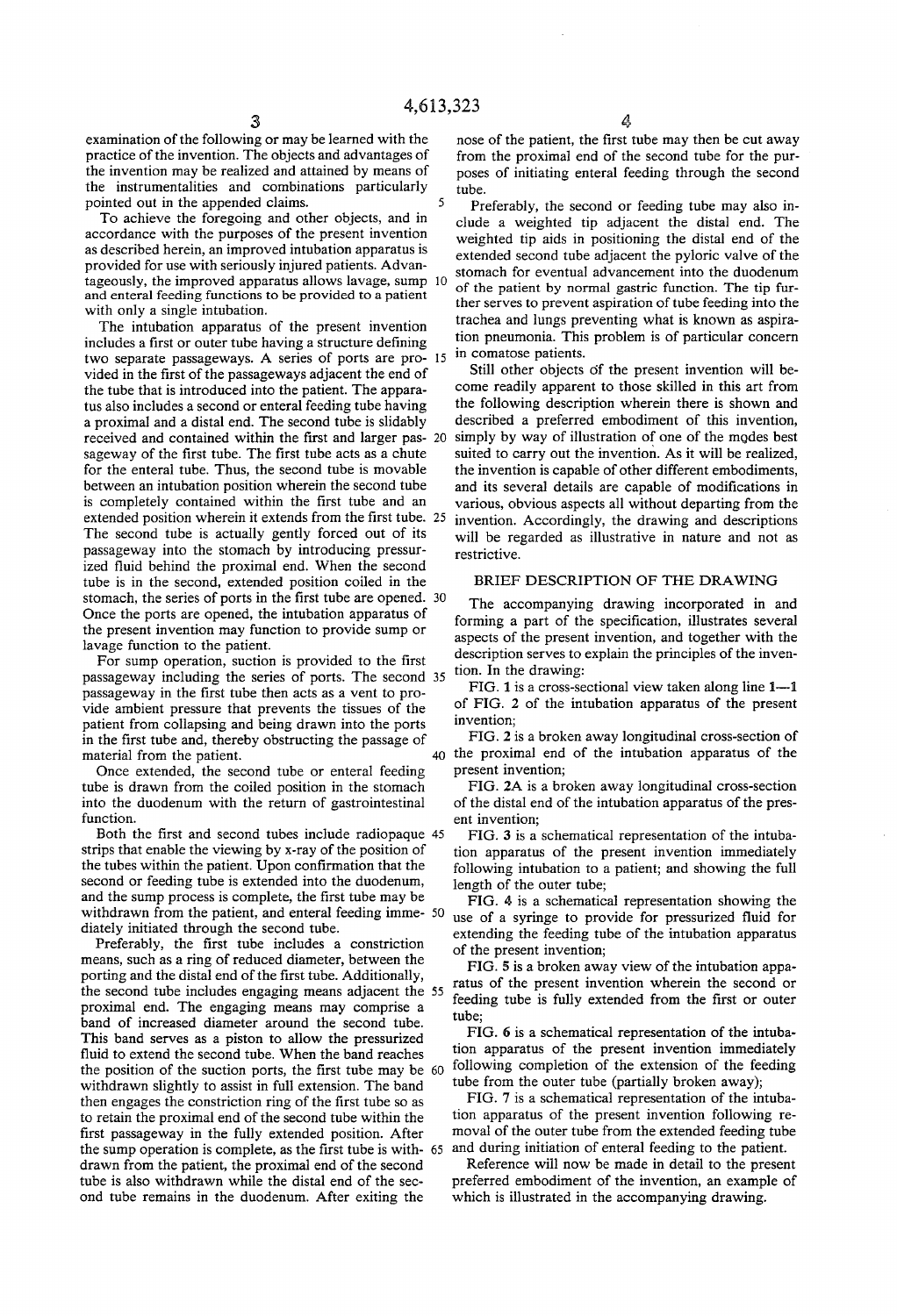examination of the following or may be learned with the practice of the invention. The objects and advantages of the invention may be realized and attained by means of the instrumentalities and combinations particularly pointed out in the appended claims.

To achieve the foregoing and other objects, and in accordance with the purposes of the present invention as described herein, an improved intubation apparatus is provided for use with seriously injured patients. Advantageously, the improved apparatus allows lavage, sump and enteral feeding functions to be provided to a patient with only a single intubation.

The intubation apparatus of the present invention includes a first or outer tube having a structure defining two separate passageways. A series of ports are provided in the first of the passageways adjacent the end of the tube that is introduced into the patient. The apparatus also includes a second or enteral feeding tube having a proximal and a distal end. The second tube is slidably received and contained within the first and larger passageway of the first tube. The first tube acts as a chute for the enteral tube. Thus, the second tube is movable between an intubation position wherein the second tube is completely contained within the first tube and an extended position wherein it extends from the first tube. The second tube is actually gently forced out of its passageway into the stomach by introducing pressurized fluid behind the proximal end. When the second tube is in the second, extended position coiled in the stomach, the series of ports in the first tube are opened. Once the ports are opened, the intubation apparatus of the present invention may function to provide sump or lavage function to the patient.

For sump operation, suction is provided to the first passageway including the series of ports. The second passageway in the first tube then acts as a vent to provide ambient pressure that prevents the tissues of the patient from collapsing and being drawn into the ports in the first tube and, thereby obstructing the passage of material from the patient.

Once extended, the second tube or enteral feeding tube is drawn from the coiled position in the stomach into the duodenum with the return of gastrointestinal function.

Both the first and second tubes include radiopaque strips that enable the viewing by x-ray of the position of the tubes within the patient. Upon confirmation that the second or feeding tube is extended into the duodenum, and the sump process is complete, the first tube may be withdrawn from the patient, and enteral feeding immediately initiated through the second tube.

Preferably, the first tube includes a constriction means, such as a ring of reduced diameter, between the porting and the distal end of the first tube. Additionally, the second tube includes engaging means adjacent the proximal end. The engaging means may comprise a band of increased diameter around the second tube. This band serves as a piston to allow the pressurized fluid to extend the second tube. When the band reaches the position of the suction ports, the first tube may be withdrawn slightly to assist in full extension. The band then engages the constriction ring of the first tube so as to retain the proximal end of the second tube within the first passageway in the fully extended position. After the sump operation is complete, as the first tube is withdrawn from the patient, the proximal end of the second tube is also withdrawn while the distal end of the second tube remains in the duodenum. After exiting the nose of the patient, the first tube may then be cut away from the proximal end of the second tube for the purposes of initiating enteral feeding through the second tube.

Preferably, the second or feeding tube may also include a weighted tip adjacent the distal end. The weighted tip aids in positioning the distal end of the extended second tube adjacent the pyloric valve of the stomach for eventual advancement into the duodenum of the patient by normal gastric function. The tip further serves to prevent aspiration of tube feeding into the trachea and lungs preventing what is known as aspiration pneumonia. This problem is of particular concern in comatose patients.

Still other objects of the present invention will become readily apparent to those skilled in this art from the following description wherein there is shown and described a preferred embodiment of this invention, simply by way of illustration of one of the modes best suited to carry out the invention. As it will be realized, the invention is capable of other different embodiments, and its several details are capable of modifications in various, obvious aspects all without departing from the invention. Accordingly, the drawing and descriptions will be regarded as illustrative in nature and not as restrictive.

## BRIEF DESCRIPTION OF THE DRAWING

The accompanying drawing incorporated in and forming a part of the specification, illustrates several aspects of the present invention, and together with the description serves to explain the principles of the invention. In the drawing:

FIG. 1 is a cross-sectional view taken along line 1—1 of FIG. 2 of the intubation apparatus of the present invention;

FIG. 2 is a broken away longitudinal cross-section of the proximal end of the intubation apparatus of the present invention;

FIG. 2A is a broken away longitudinal cross-section of the distal end of the intubation apparatus of the present invention;

FIG. 3 is a schematical representation of the intubation apparatus of the present invention immediately following intubation to a patient; and showing the full length of the outer tube;

FIG. 4 is a schematical representation showing the use of a syringe to provide for pressurized fluid for extending the feeding tube of the intubation apparatus of the present invention;

FIG. 5 is a broken away view of the intubation apparatus of the present invention wherein the second or feeding tube is fully extended from the first or outer tube;

FIG. 6 is a schematical representation of the intubation apparatus of the present invention immediately following completion of the extension of the feeding tube from the outer tube (partially broken away);

FIG. 7 is a schematical representation of the intubation apparatus of the present invention following removal of the outer tube from the extended feeding tube and during initiation of enteral feeding to the patient.

Reference will now be made in detail to the present preferred embodiment of the invention, an example of which is illustrated in the accompanying drawing.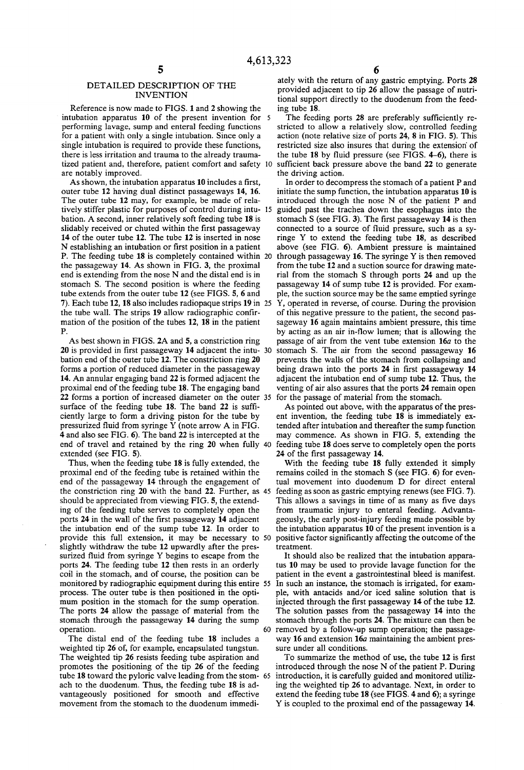## DETAILED DESCRIPTION OF THE INVENTION

Reference is now made to FIGS. 1 and 2 showing the intubation apparatus 10 of the present invention for performing lavage, sump and enteral feeding functions for a patient with only a single intubation. Since only a single intubation is required to provide these functions, there is less irritation and trauma to the already traumatized patient and, therefore, patient comfort and safety are notably improved.

As shown, the intubation apparatus 10 includes a first, outer tube 12 having dual distinct passageways 14, 16. The outer tube 12 may, for example, be made of relatively stiffer plastic for purposes of control during intubation. A second, inner relatively soft feeding tube 18 is slidably received or chuted within the first passageway 14 of the outer tube 12. The tube 12 is inserted in nose N establishing an intubation or first position in a patient P. The feeding tube 18 is completely contained within the passageway 14. As shown in FIG. 3, the proximal end is extending from the nose N and the distal end is in stomach S. The second position is where the feeding tube extends from the outer tube 12 (see FIGS. 5, 6 and 7). Each tube 12, 18 also includes radiopaque strips 19 in the tube wall. The strips 19 allow radiographic confirmation of the position of the tubes 12, 18 in the patient P.

As best shown in FIGS. 2A and 5, a constriction ring 20 is provided in first passageway 14 adjacent the intubation end of the outer tube 12. The constriction ring 20 forms a portion of reduced diameter in the passageway 14. An annular engaging band 22 is formed adjacent the proximal end of the feeding tube 18. The engaging band 22 forms a portion of increased diameter on the outer surface of the feeding tube 18. The band 22 is sufficiently large to form a driving piston for the tube by pressurized fluid from syringe Y (note arrow A in FIG. 4 and also see FIG. 6). The band 22 is intercepted at the end of travel and retained by the ring 20 when fully extended (see FIG. 5).

Thus, when the feeding tube 18 is fully extended, the proximal end of the feeding tube is retained within the end of the passageway 14 through the engagement of the constriction ring 20 with the band 22. Further, as should be appreciated from viewing FIG. 5, the extending of the feeding tube serves to completely open the ports 24 in the wall of the first passageway 14 adjacent the intubation end of the sump tube 12. In order to provide this full extension, it may be necessary to slightly withdraw the tube 12 upwardly after the pressurized fluid from syringe Y begins to escape from the ports 24. The feeding tube 12 then rests in an orderly coil in the stomach, and of course, the position can be monitored by radiographic equipment during this entire process. The outer tube is then positioned in the optimum position in the stomach for the sump operation. The ports 24 allow the passage of material from the stomach through the passageway 14 during the sump operation.

The distal end of the feeding tube 18 includes a weighted tip 26 of, for example, encapsulated tungsten. The weighted tip 26 resists feeding tube aspiration and promotes the positioning of the tip 26 of the feeding tube 18 toward the pyloric valve leading from the stomach to the duodenum. Thus, the feeding tube 18 is advantageously positioned for smooth and effective movement from the stomach to the duodenum immediately with the return of any gastric emptying. Ports 28 provided adjacent to tip 26 allow the passage of nutritional support directly to the duodenum from the feeding tube 18.

The feeding ports 28 are preferably sufficiently restricted to allow a relatively slow, controlled feeding action (note relative size of ports 24, 8 in FIG. 5). This restricted size also insures that during the extension of the tube 18 by fluid pressure (see FIGS. 4–6), there is sufficient back pressure above the band 22 to generate the driving action.

In order to decompress the stomach of a patient P and initiate the sump function, the intubation apparatus 10 is introduced through the nose N of the patient P and guided past the trachea down the esophagus into the stomach S (see FIG. 3). The first passageway 14 is then connected to a source of fluid pressure, such as a syringe Y to extend the feeding tube 18, as described above (see FIG. 6). Ambient pressure is maintained through passageway 16. The syringe Y is then removed from the tube 12 and a suction source for drawing material from the stomach S through ports 24 and up the passageway 14 of sump tube 12 is provided. For example, the suction source may be the same emptied syringe Y, operated in reverse, of course. During the provision of this negative pressure to the patient, the second passageway 16 again maintains ambient pressure, this time by acting as an air in-flow lumen; that is allowing the passage of air from the vent tube extension 16a to the stomach S. The air from the second passageway 16 prevents the walls of the stomach from collapsing and being drawn into the ports 24 in first passageway 14 adjacent the intubation end of sump tube 12. Thus, the venting of air also assures that the ports 24 remain open for the passage of material from the stomach.

As pointed out above, with the apparatus of the present invention, the feeding tube 18 is immediately extended after intubation and thereafter the sump function may commence. As shown in FIG. 5, extending the feeding tube 18 does serve to completely open the ports 24 of the first passageway 14.

With the feeding tube 18 fully extended it simply remains coiled in the stomach S (see FIG. 6) for eventual movement into duodenum D for direct enteral feeding as soon as gastric emptying renews (see FIG. 7). This allows a savings in time of as many as five days from traumatic injury to enteral feeding. Advantageously, the early post-injury feeding made possible by the intubation apparatus 10 of the present invention is a positive factor significantly affecting the outcome of the treatment.

It should also be realized that the intubation apparatus 10 may be used to provide lavage function for the patient in the event a gastrointestinal bleed is manifest. In such an instance, the stomach is irrigated, for example, with antacids and/or iced saline solution that is injected through the first passageway 14 of the tube 12. The solution passes from the passageway 14 into the stomach through the ports 24. The mixture can then be removed by a follow-up sump operation; the passageway 16 and extension 16a maintaining the ambient pressure under all conditions.

To summarize the method of use, the tube 12 is first introduced through the nose N of the patient P. During introduction, it is carefully guided and monitored utilizing the weighted tip 26 to advantage. Next, in order to extend the feeding tube 18 (see FIGS. 4 and 6); a syringe Y is coupled to the proximal end of the passageway 14.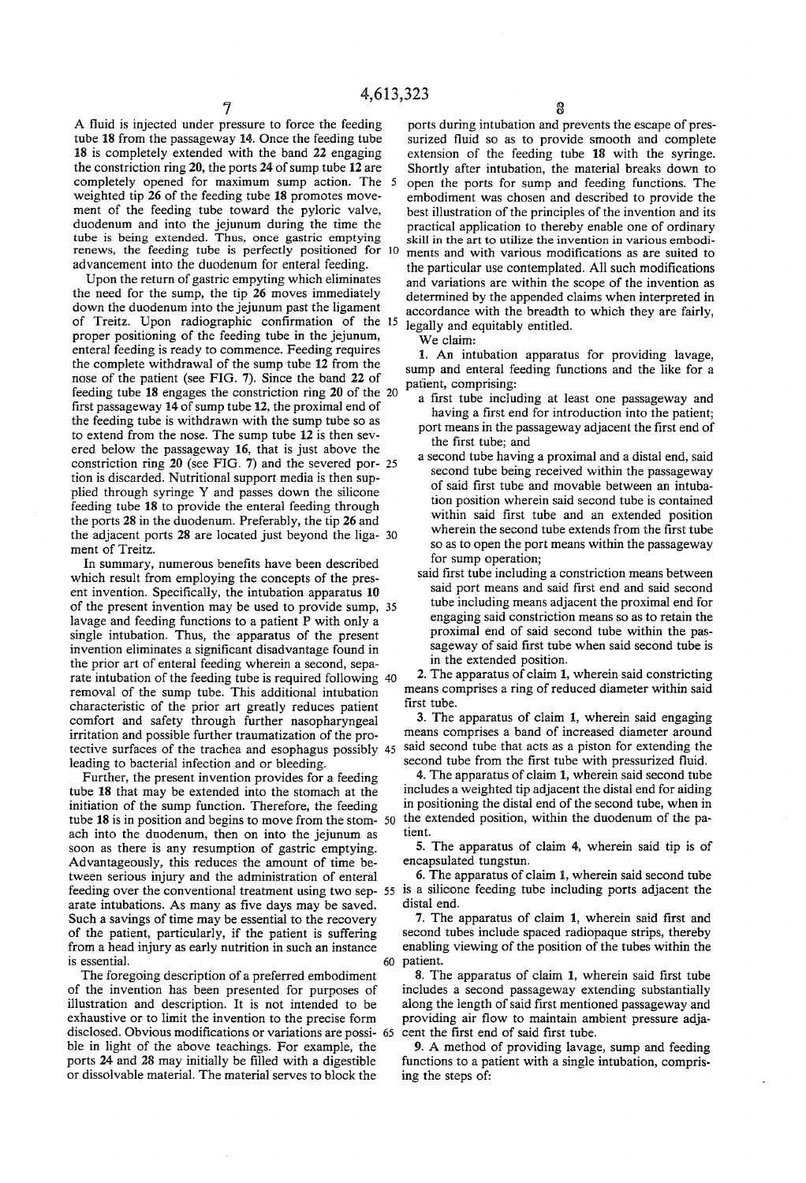A fluid is injected under pressure to force the feeding tube 18 from the passageway 14. Once the feeding tube 18 is completely extended with the band 22 engaging the constriction ring 20, the ports 24 of sump tube 12 are completely opened for maximum sump action. The weighted tip 26 of the feeding tube 18 promotes movement of the feeding tube toward the pyloric valve, duodenum and into the jejunum during the time the tube is being extended. Thus, once gastric emptying renews, the feeding tube is perfectly positioned for advancement into the duodenum for enteral feeding.

Upon the return of gastric empyting which eliminates the need for the sump, the tip 26 moves immediately down the duodenum into the jejunum past the ligament of Treitz. Upon radiographic confirmation of the proper positioning of the feeding tube in the jejunum, enteral feeding is ready to commence. Feeding requires the complete withdrawal of the sump tube 12 from the nose of the patient (see FIG. 7). Since the band 22 of feeding tube 18 engages the constriction ring 20 of the first passageway 14 of sump tube 12, the proximal end of the feeding tube is withdrawn with the sump tube so as to extend from the nose. The sump tube 12 is then severed below the passageway 16, that is just above the constriction ring 20 (see FIG. 7) and the severed portion is discarded. Nutritional support media is then supplied through syringe Y and passes down the silicone feeding tube 18 to provide the enteral feeding through the ports 28 in the duodenum. Preferably, the tip 26 and the adjacent ports 28 are located just beyond the ligament of Treitz.

In summary, numerous benefits have been described which result from employing the concepts of the present invention. Specifically, the intubation apparatus 10 of the present invention may be used to provide sump, lavage and feeding functions to a patient P with only a single intubation. Thus, the apparatus of the present invention eliminates a significant disadvantage found in the prior art of enteral feeding wherein a second, separate intubation of the feeding tube is required following removal of the sump tube. This additional intubation characteristic of the prior art greatly reduces patient comfort and safety through further nasopharyngeal irritation and possible further traumatization of the protective surfaces of the trachea and esophagus possibly leading to bacterial infection and or bleeding.

Further, the present invention provides for a feeding tube 18 that may be extended into the stomach at the initiation of the sump function. Therefore, the feeding tube 18 is in position and begins to move from the stomach into the duodenum, then on into the jejunum as soon as there is any resumption of gastric emptying. Advantageously, this reduces the amount of time between serious injury and the administration of enteral feeding over the conventional treatment using two separate intubations. As many as five days may be saved. Such a savings of time may be essential to the recovery of the patient, particularly, if the patient is suffering from a head injury as early nutrition in such an instance is essential.

The foregoing description of a preferred embodiment of the invention has been presented for purposes of illustration and description. It is not intended to be exhaustive or to limit the invention to the precise form disclosed. Obvious modifications or variations are possible in light of the above teachings. For example, the ports 24 and 28 may initially be filled with a digestible or dissolvable material. The material serves to block the ports during intubation and prevents the escape of pressurized fluid so as to provide smooth and complete extension of the feeding tube 18 with the syringe. Shortly after intubation, the material breaks down to open the ports for sump and feeding functions. The embodiment was chosen and described to provide the best illustration of the principles of the invention and its practical application to thereby enable one of ordinary skill in the art to utilize the invention in various embodiments and with various modifications as are suited to the particular use contemplated. All such modifications and variations are within the scope of the invention as determined by the appended claims when interpreted in accordance with the breadth to which they are fairly, legally and equitably entitled.

We claim:

1. An intubation apparatus for providing lavage, sump and enteral feeding functions and the like for a patient, comprising:
   - a first tube including at least one passageway and having a first end for introduction into the patient;
   - port means in the passageway adjacent the first end of the first tube; and
   - a second tube having a proximal and a distal end, said second tube being received within the passageway of said first tube and movable between an intubation position wherein said second tube is contained within said first tube and an extended position wherein the second tube extends from the first tube so as to open the port means within the passageway for sump operation;
   - said first tube including a constriction means between said port means and said first end and said second tube including means adjacent the proximal end for engaging said constriction means so as to retain the proximal end of said second tube within the passageway of said first tube when said second tube is in the extended position.

2. The apparatus of claim 1, wherein said constricting means comprises a ring of reduced diameter within said first tube.

3. The apparatus of claim 1, wherein said engaging means comprises a band of increased diameter around said second tube that acts as a piston for extending the second tube from the first tube with pressurized fluid.

4. The apparatus of claim 1, wherein said second tube includes a weighted tip adjacent the distal end for aiding in positioning the distal end of the second tube, when in the extended position, within the duodenum of the patient.

5. The apparatus of claim 4, wherein said tip is of encapsulated tungstun.

6. The apparatus of claim 1, wherein said second tube is a silicone feeding tube including ports adjacent the distal end.

7. The apparatus of claim 1, wherein said first and second tubes include spaced radiopaque strips, thereby enabling viewing of the position of the tubes within the patient.

8. The apparatus of claim 1, wherein said first tube includes a second passageway extending substantially along the length of said first mentioned passageway and providing air flow to maintain ambient pressure adjacent the first end of said first tube.

9. A method of providing lavage, sump and feeding functions to a patient with a single intubation, comprising the steps of: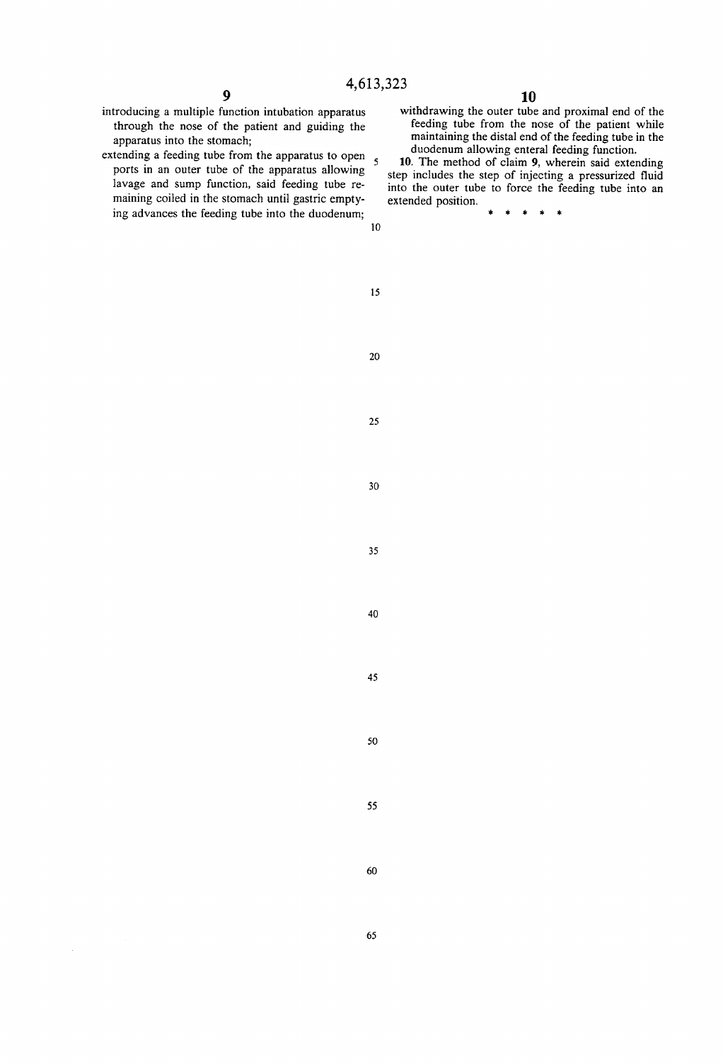introducing a multiple function intubation apparatus through the nose of the patient and guiding the apparatus into the stomach;

extending a feeding tube from the apparatus to open ports in an outer tube of the apparatus allowing lavage and sump function, said feeding tube remaining coiled in the stomach until gastric emptying advances the feeding tube into the duodenum;

withdrawing the outer tube and proximal end of the feeding tube from the nose of the patient while maintaining the distal end of the feeding tube in the duodenum allowing enteral feeding function.

10. The method of claim 9, wherein said extending step includes the step of injecting a pressurized fluid into the outer tube to force the feeding tube into an extended position.

* * * * *